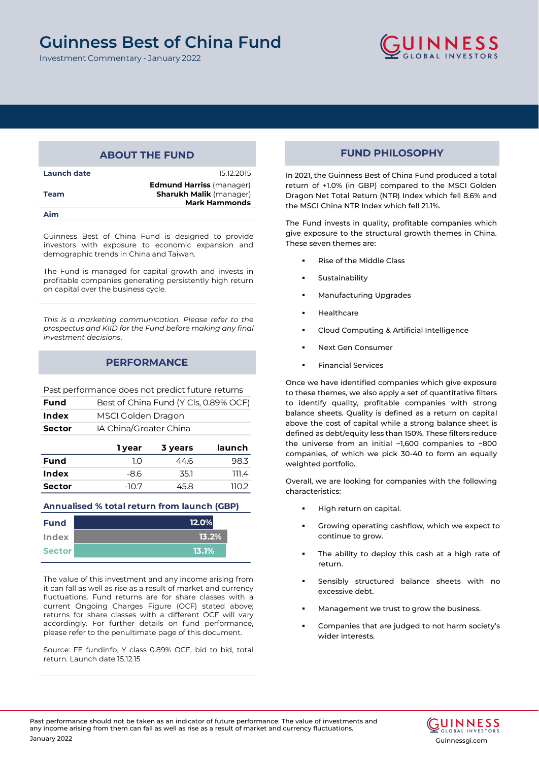# Guinness Best of China Fund

Investment Commentary - January 2022

## ABOUT THE FUND

| | |
|---|---|
| **Launch date** | 15.12.2015 |
| **Team** | **Edmund Harriss** (manager)<br>**Sharukh Malik** (manager)<br>**Mark Hammonds** |
| **Aim** | |

Guinness Best of China Fund is designed to provide investors with exposure to economic expansion and demographic trends in China and Taiwan.

The Fund is managed for capital growth and invests in profitable companies generating persistently high return on capital over the business cycle.

*This is a marketing communication. Please refer to the prospectus and KIID for the Fund before making any final investment decisions.*

## PERFORMANCE

Past performance does not predict future returns

| | |
|---|---|
| **Fund** | Best of China Fund (Y Cls, 0.89% OCF) |
| **Index** | MSCI Golden Dragon |
| **Sector** | IA China/Greater China |

| | 1 year | 3 years | launch |
|---|---|---|---|
| **Fund** | 1.0 | 44.6 | 98.3 |
| **Index** | -8.6 | 35.1 | 111.4 |
| **Sector** | -10.7 | 45.8 | 110.2 |

**Annualised % total return from launch (GBP)**

| | |
|---|---|
| **Fund** | 12.0% |
| **Index** | 13.2% |
| **Sector** | 13.1% |

The value of this investment and any income arising from it can fall as well as rise as a result of market and currency fluctuations. Fund returns are for share classes with a current Ongoing Charges Figure (OCF) stated above; returns for share classes with a different OCF will vary accordingly. For further details on fund performance, please refer to the penultimate page of this document.

Source: FE fundinfo, Y class 0.89% OCF, bid to bid, total return. Launch date 15.12.15

## FUND PHILOSOPHY

In 2021, the Guinness Best of China Fund produced a total return of +1.0% (in GBP) compared to the MSCI Golden Dragon Net Total Return (NTR) Index which fell 8.6% and the MSCI China NTR Index which fell 21.1%.

The Fund invests in quality, profitable companies which give exposure to the structural growth themes in China. These seven themes are:

- Rise of the Middle Class
- Sustainability
- Manufacturing Upgrades
- Healthcare
- Cloud Computing & Artificial Intelligence
- Next Gen Consumer
- Financial Services

Once we have identified companies which give exposure to these themes, we also apply a set of quantitative filters to identify quality, profitable companies with strong balance sheets. Quality is defined as a return on capital above the cost of capital while a strong balance sheet is defined as debt/equity less than 150%. These filters reduce the universe from an initial ~1,600 companies to ~800 companies, of which we pick 30-40 to form an equally weighted portfolio.

Overall, we are looking for companies with the following characteristics:

- High return on capital.
- Growing operating cashflow, which we expect to continue to grow.
- The ability to deploy this cash at a high rate of return.
- Sensibly structured balance sheets with no excessive debt.
- Management we trust to grow the business.
- Companies that are judged to not harm society's wider interests.

Past performance should not be taken as an indicator of future performance. The value of investments and any income arising from them can fall as well as rise as a result of market and currency fluctuations.

January 2022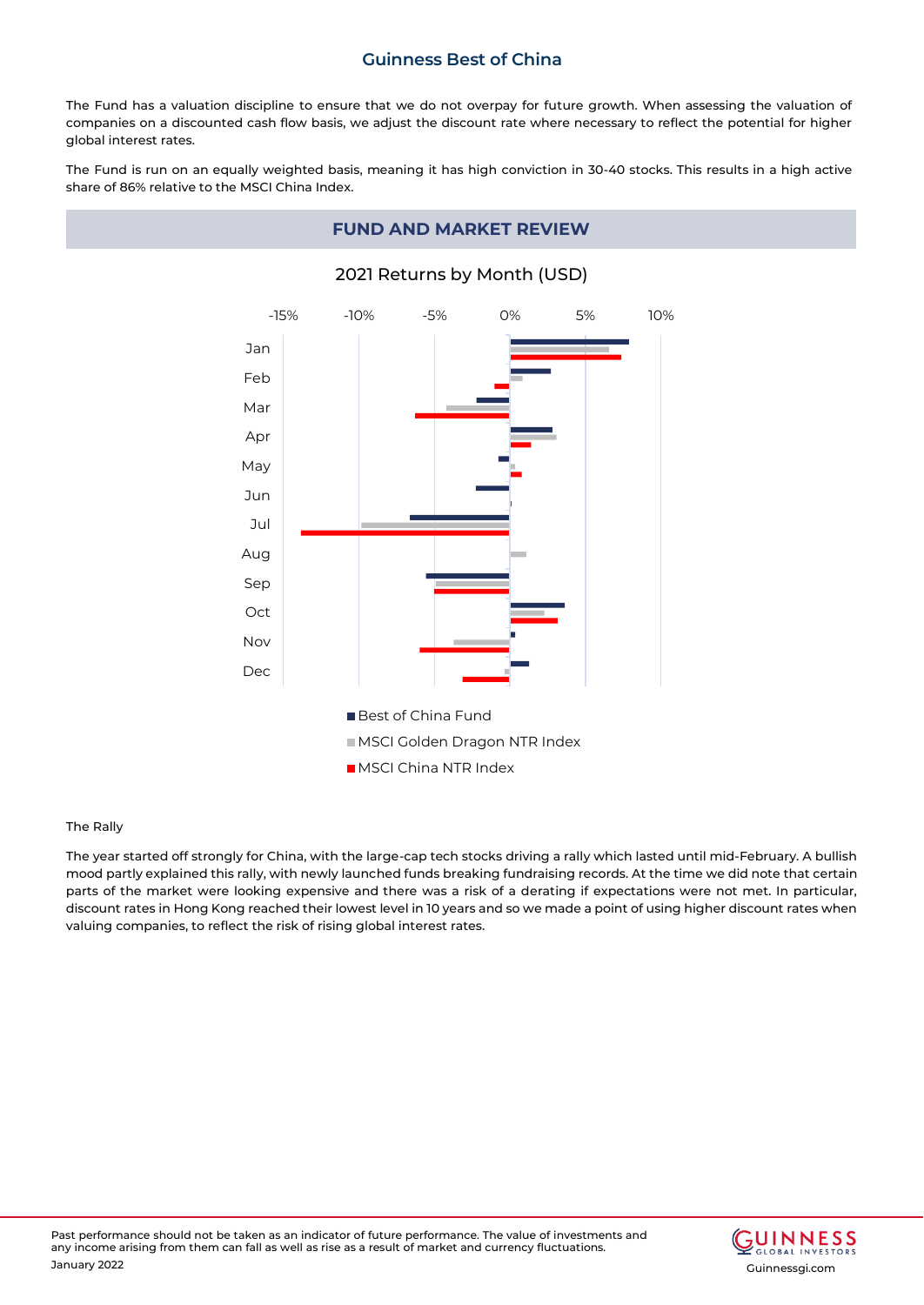The Fund has a valuation discipline to ensure that we do not overpay for future growth. When assessing the valuation of companies on a discounted cash flow basis, we adjust the discount rate where necessary to reflect the potential for higher global interest rates.

The Fund is run on an equally weighted basis, meaning it has high conviction in 30-40 stocks. This results in a high active share of 86% relative to the MSCI China Index.

## FUND AND MARKET REVIEW

2021 Returns by Month (USD)

- Best of China Fund
- MSCI Golden Dragon NTR Index
- MSCI China NTR Index

The Rally

The year started off strongly for China, with the large-cap tech stocks driving a rally which lasted until mid-February. A bullish mood partly explained this rally, with newly launched funds breaking fundraising records. At the time we did note that certain parts of the market were looking expensive and there was a risk of a derating if expectations were not met. In particular, discount rates in Hong Kong reached their lowest level in 10 years and so we made a point of using higher discount rates when valuing companies, to reflect the risk of rising global interest rates.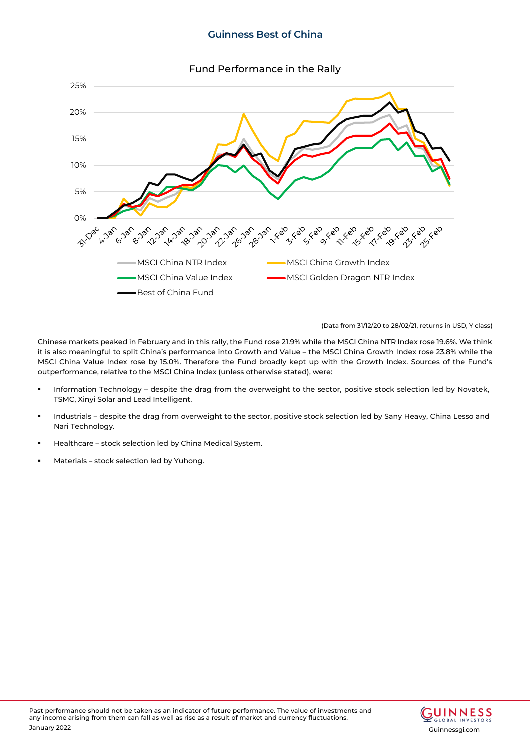## Fund Performance in the Rally

(Data from 31/12/20 to 28/02/21, returns in USD, Y class)

Chinese markets peaked in February and in this rally, the Fund rose 21.9% while the MSCI China NTR Index rose 19.6%. We think it is also meaningful to split China's performance into Growth and Value – the MSCI China Growth Index rose 23.8% while the MSCI China Value Index rose by 15.0%. Therefore the Fund broadly kept up with the Growth Index. Sources of the Fund's outperformance, relative to the MSCI China Index (unless otherwise stated), were:

- Information Technology – despite the drag from the overweight to the sector, positive stock selection led by Novatek, TSMC, Xinyi Solar and Lead Intelligent.
- Industrials – despite the drag from overweight to the sector, positive stock selection led by Sany Heavy, China Lesso and Nari Technology.
- Healthcare – stock selection led by China Medical System.
- Materials – stock selection led by Yuhong.

Past performance should not be taken as an indicator of future performance. The value of investments and any income arising from them can fall as well as rise as a result of market and currency fluctuations.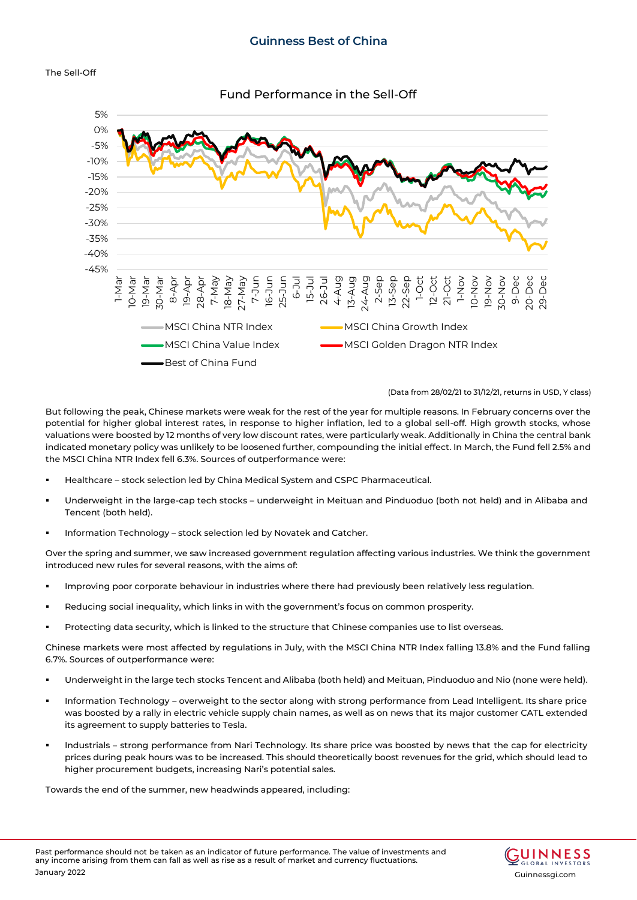The Sell-Off

Fund Performance in the Sell-Off

(Data from 28/02/21 to 31/12/21, returns in USD, Y class)

But following the peak, Chinese markets were weak for the rest of the year for multiple reasons. In February concerns over the potential for higher global interest rates, in response to higher inflation, led to a global sell-off. High growth stocks, whose valuations were boosted by 12 months of very low discount rates, were particularly weak. Additionally in China the central bank indicated monetary policy was unlikely to be loosened further, compounding the initial effect. In March, the Fund fell 2.5% and the MSCI China NTR Index fell 6.3%. Sources of outperformance were:

- Healthcare – stock selection led by China Medical System and CSPC Pharmaceutical.
- Underweight in the large-cap tech stocks – underweight in Meituan and Pinduoduo (both not held) and in Alibaba and Tencent (both held).
- Information Technology – stock selection led by Novatek and Catcher.

Over the spring and summer, we saw increased government regulation affecting various industries. We think the government introduced new rules for several reasons, with the aims of:

- Improving poor corporate behaviour in industries where there had previously been relatively less regulation.
- Reducing social inequality, which links in with the government's focus on common prosperity.
- Protecting data security, which is linked to the structure that Chinese companies use to list overseas.

Chinese markets were most affected by regulations in July, with the MSCI China NTR Index falling 13.8% and the Fund falling 6.7%. Sources of outperformance were:

- Underweight in the large tech stocks Tencent and Alibaba (both held) and Meituan, Pinduoduo and Nio (none were held).
- Information Technology – overweight to the sector along with strong performance from Lead Intelligent. Its share price was boosted by a rally in electric vehicle supply chain names, as well as on news that its major customer CATL extended its agreement to supply batteries to Tesla.
- Industrials – strong performance from Nari Technology. Its share price was boosted by news that the cap for electricity prices during peak hours was to be increased. This should theoretically boost revenues for the grid, which should lead to higher procurement budgets, increasing Nari's potential sales.

Towards the end of the summer, new headwinds appeared, including: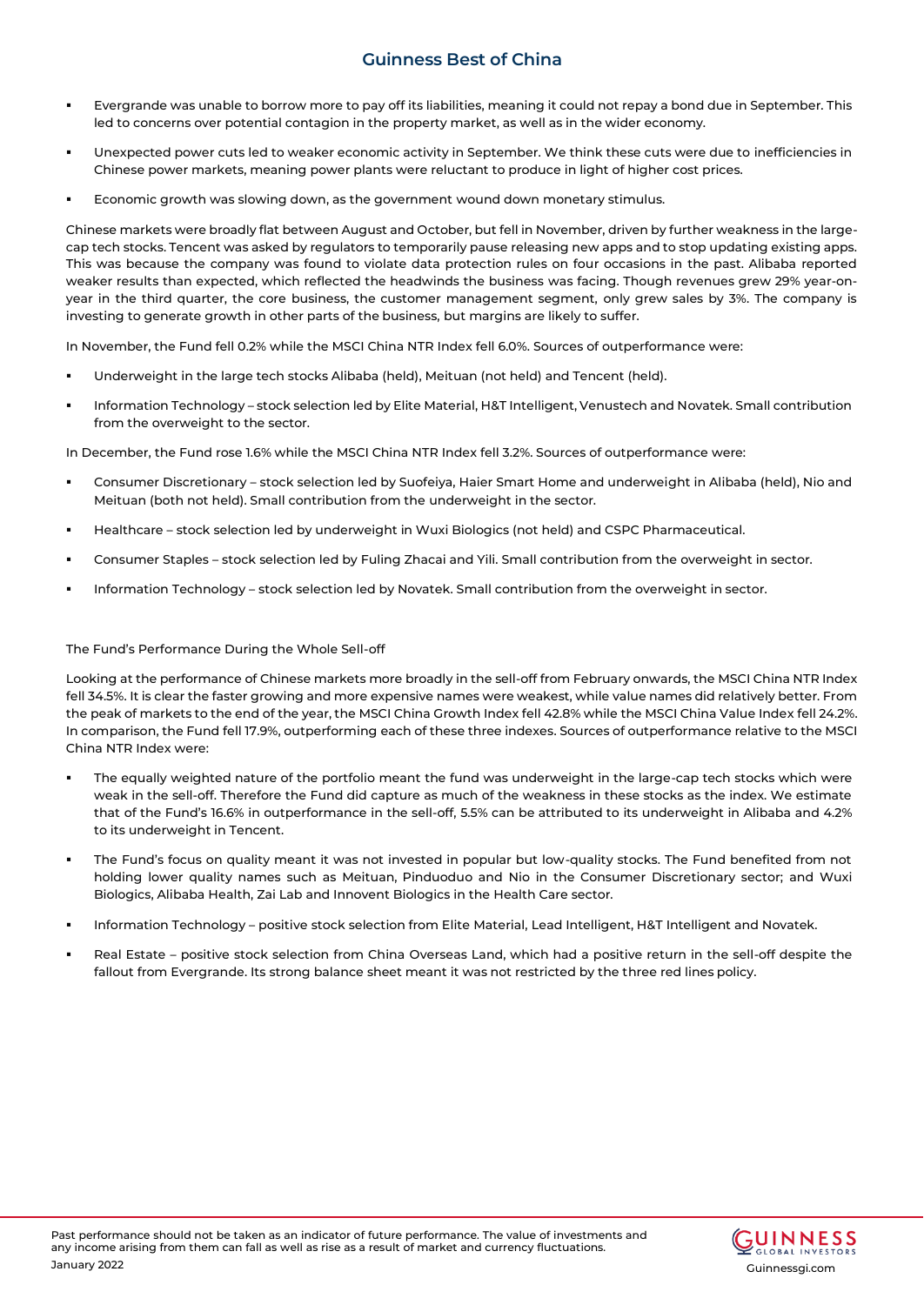- Evergrande was unable to borrow more to pay off its liabilities, meaning it could not repay a bond due in September. This led to concerns over potential contagion in the property market, as well as in the wider economy.
- Unexpected power cuts led to weaker economic activity in September. We think these cuts were due to inefficiencies in Chinese power markets, meaning power plants were reluctant to produce in light of higher cost prices.
- Economic growth was slowing down, as the government wound down monetary stimulus.

Chinese markets were broadly flat between August and October, but fell in November, driven by further weakness in the large-cap tech stocks. Tencent was asked by regulators to temporarily pause releasing new apps and to stop updating existing apps. This was because the company was found to violate data protection rules on four occasions in the past. Alibaba reported weaker results than expected, which reflected the headwinds the business was facing. Though revenues grew 29% year-on-year in the third quarter, the core business, the customer management segment, only grew sales by 3%. The company is investing to generate growth in other parts of the business, but margins are likely to suffer.

In November, the Fund fell 0.2% while the MSCI China NTR Index fell 6.0%. Sources of outperformance were:

- Underweight in the large tech stocks Alibaba (held), Meituan (not held) and Tencent (held).
- Information Technology – stock selection led by Elite Material, H&T Intelligent, Venustech and Novatek. Small contribution from the overweight to the sector.

In December, the Fund rose 1.6% while the MSCI China NTR Index fell 3.2%. Sources of outperformance were:

- Consumer Discretionary – stock selection led by Suofeiya, Haier Smart Home and underweight in Alibaba (held), Nio and Meituan (both not held). Small contribution from the underweight in the sector.
- Healthcare – stock selection led by underweight in Wuxi Biologics (not held) and CSPC Pharmaceutical.
- Consumer Staples – stock selection led by Fuling Zhacai and Yili. Small contribution from the overweight in sector.
- Information Technology – stock selection led by Novatek. Small contribution from the overweight in sector.

The Fund's Performance During the Whole Sell-off

Looking at the performance of Chinese markets more broadly in the sell-off from February onwards, the MSCI China NTR Index fell 34.5%. It is clear the faster growing and more expensive names were weakest, while value names did relatively better. From the peak of markets to the end of the year, the MSCI China Growth Index fell 42.8% while the MSCI China Value Index fell 24.2%. In comparison, the Fund fell 17.9%, outperforming each of these three indexes. Sources of outperformance relative to the MSCI China NTR Index were:

- The equally weighted nature of the portfolio meant the fund was underweight in the large-cap tech stocks which were weak in the sell-off. Therefore the Fund did capture as much of the weakness in these stocks as the index. We estimate that of the Fund's 16.6% in outperformance in the sell-off, 5.5% can be attributed to its underweight in Alibaba and 4.2% to its underweight in Tencent.
- The Fund's focus on quality meant it was not invested in popular but low-quality stocks. The Fund benefited from not holding lower quality names such as Meituan, Pinduoduo and Nio in the Consumer Discretionary sector; and Wuxi Biologics, Alibaba Health, Zai Lab and Innovent Biologics in the Health Care sector.
- Information Technology – positive stock selection from Elite Material, Lead Intelligent, H&T Intelligent and Novatek.
- Real Estate – positive stock selection from China Overseas Land, which had a positive return in the sell-off despite the fallout from Evergrande. Its strong balance sheet meant it was not restricted by the three red lines policy.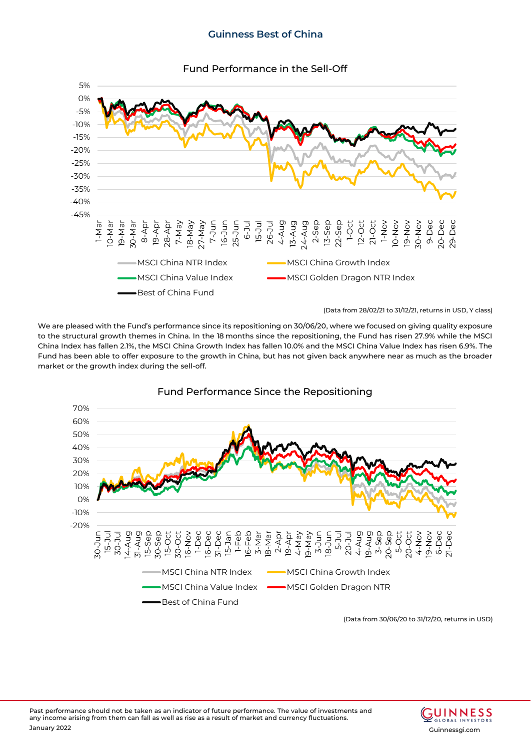**Fund Performance in the Sell-Off**

(Data from 28/02/21 to 31/12/21, returns in USD, Y class)

We are pleased with the Fund's performance since its repositioning on 30/06/20, where we focused on giving quality exposure to the structural growth themes in China. In the 18 months since the repositioning, the Fund has risen 27.9% while the MSCI China Index has fallen 2.1%, the MSCI China Growth Index has fallen 10.0% and the MSCI China Value Index has risen 6.9%. The Fund has been able to offer exposure to the growth in China, but has not given back anywhere near as much as the broader market or the growth index during the sell-off.

**Fund Performance Since the Repositioning**

(Data from 30/06/20 to 31/12/20, returns in USD)

Past performance should not be taken as an indicator of future performance. The value of investments and any income arising from them can fall as well as rise as a result of market and currency fluctuations.

January 2022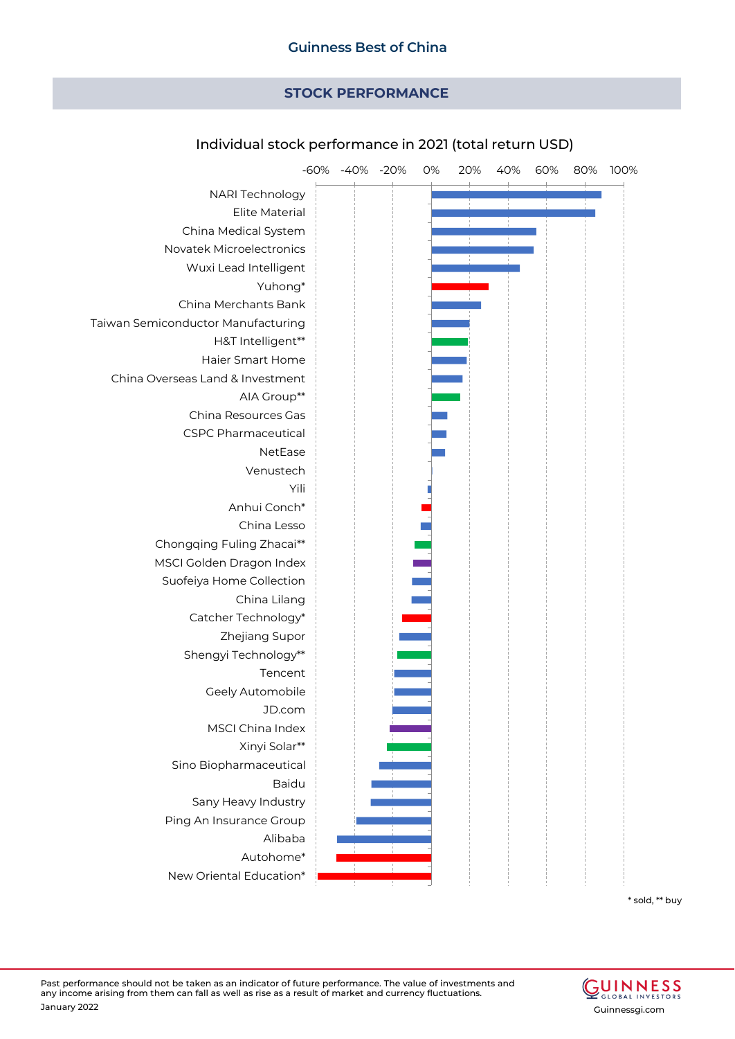## STOCK PERFORMANCE

Individual stock performance in 2021 (total return USD)

-60% -40% -20% 0% 20% 40% 60% 80% 100%

NARI Technology
Elite Material
China Medical System
Novatek Microelectronics
Wuxi Lead Intelligent
Yuhong*
China Merchants Bank
Taiwan Semiconductor Manufacturing
H&T Intelligent**
Haier Smart Home
China Overseas Land & Investment
AIA Group**
China Resources Gas
CSPC Pharmaceutical
NetEase
Venustech
Yili
Anhui Conch*
China Lesso
Chongqing Fuling Zhacai**
MSCI Golden Dragon Index
Suofeiya Home Collection
China Lilang
Catcher Technology*
Zhejiang Supor
Shengyi Technology**
Tencent
Geely Automobile
JD.com
MSCI China Index
Xinyi Solar**
Sino Biopharmaceutical
Baidu
Sany Heavy Industry
Ping An Insurance Group
Alibaba
Autohome*
New Oriental Education*

* sold, ** buy

Past performance should not be taken as an indicator of future performance. The value of investments and any income arising from them can fall as well as rise as a result of market and currency fluctuations.

January 2022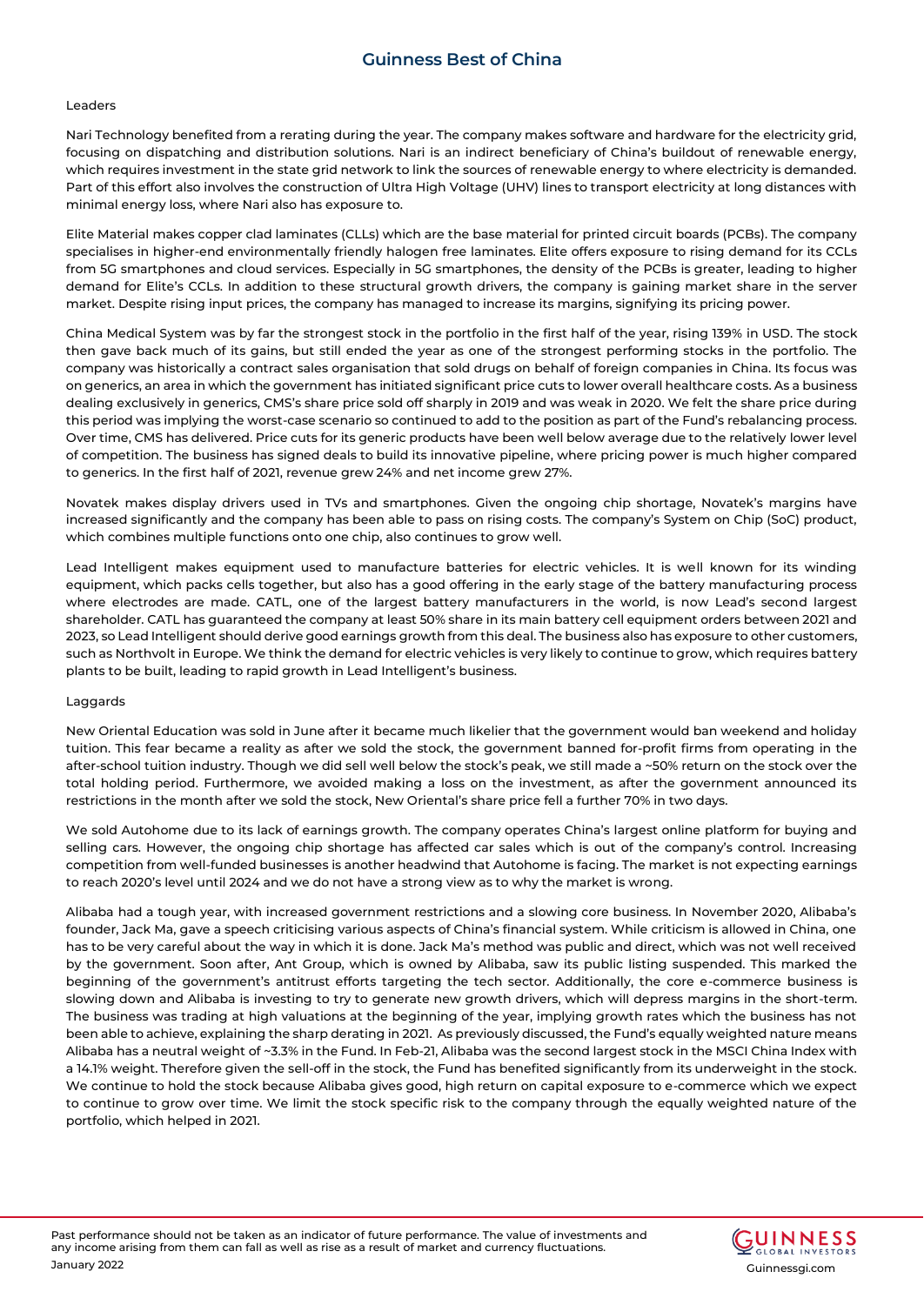Leaders

Nari Technology benefited from a rerating during the year. The company makes software and hardware for the electricity grid, focusing on dispatching and distribution solutions. Nari is an indirect beneficiary of China's buildout of renewable energy, which requires investment in the state grid network to link the sources of renewable energy to where electricity is demanded. Part of this effort also involves the construction of Ultra High Voltage (UHV) lines to transport electricity at long distances with minimal energy loss, where Nari also has exposure to.

Elite Material makes copper clad laminates (CLLs) which are the base material for printed circuit boards (PCBs). The company specialises in higher-end environmentally friendly halogen free laminates. Elite offers exposure to rising demand for its CCLs from 5G smartphones and cloud services. Especially in 5G smartphones, the density of the PCBs is greater, leading to higher demand for Elite's CCLs. In addition to these structural growth drivers, the company is gaining market share in the server market. Despite rising input prices, the company has managed to increase its margins, signifying its pricing power.

China Medical System was by far the strongest stock in the portfolio in the first half of the year, rising 139% in USD. The stock then gave back much of its gains, but still ended the year as one of the strongest performing stocks in the portfolio. The company was historically a contract sales organisation that sold drugs on behalf of foreign companies in China. Its focus was on generics, an area in which the government has initiated significant price cuts to lower overall healthcare costs. As a business dealing exclusively in generics, CMS's share price sold off sharply in 2019 and was weak in 2020. We felt the share price during this period was implying the worst-case scenario so continued to add to the position as part of the Fund's rebalancing process. Over time, CMS has delivered. Price cuts for its generic products have been well below average due to the relatively lower level of competition. The business has signed deals to build its innovative pipeline, where pricing power is much higher compared to generics. In the first half of 2021, revenue grew 24% and net income grew 27%.

Novatek makes display drivers used in TVs and smartphones. Given the ongoing chip shortage, Novatek's margins have increased significantly and the company has been able to pass on rising costs. The company's System on Chip (SoC) product, which combines multiple functions onto one chip, also continues to grow well.

Lead Intelligent makes equipment used to manufacture batteries for electric vehicles. It is well known for its winding equipment, which packs cells together, but also has a good offering in the early stage of the battery manufacturing process where electrodes are made. CATL, one of the largest battery manufacturers in the world, is now Lead's second largest shareholder. CATL has guaranteed the company at least 50% share in its main battery cell equipment orders between 2021 and 2023, so Lead Intelligent should derive good earnings growth from this deal. The business also has exposure to other customers, such as Northvolt in Europe. We think the demand for electric vehicles is very likely to continue to grow, which requires battery plants to be built, leading to rapid growth in Lead Intelligent's business.

Laggards

New Oriental Education was sold in June after it became much likelier that the government would ban weekend and holiday tuition. This fear became a reality as after we sold the stock, the government banned for-profit firms from operating in the after-school tuition industry. Though we did sell well below the stock's peak, we still made a ~50% return on the stock over the total holding period. Furthermore, we avoided making a loss on the investment, as after the government announced its restrictions in the month after we sold the stock, New Oriental's share price fell a further 70% in two days.

We sold Autohome due to its lack of earnings growth. The company operates China's largest online platform for buying and selling cars. However, the ongoing chip shortage has affected car sales which is out of the company's control. Increasing competition from well-funded businesses is another headwind that Autohome is facing. The market is not expecting earnings to reach 2020's level until 2024 and we do not have a strong view as to why the market is wrong.

Alibaba had a tough year, with increased government restrictions and a slowing core business. In November 2020, Alibaba's founder, Jack Ma, gave a speech criticising various aspects of China's financial system. While criticism is allowed in China, one has to be very careful about the way in which it is done. Jack Ma's method was public and direct, which was not well received by the government. Soon after, Ant Group, which is owned by Alibaba, saw its public listing suspended. This marked the beginning of the government's antitrust efforts targeting the tech sector. Additionally, the core e-commerce business is slowing down and Alibaba is investing to try to generate new growth drivers, which will depress margins in the short-term. The business was trading at high valuations at the beginning of the year, implying growth rates which the business has not been able to achieve, explaining the sharp derating in 2021. As previously discussed, the Fund's equally weighted nature means Alibaba has a neutral weight of ~3.3% in the Fund. In Feb-21, Alibaba was the second largest stock in the MSCI China Index with a 14.1% weight. Therefore given the sell-off in the stock, the Fund has benefited significantly from its underweight in the stock. We continue to hold the stock because Alibaba gives good, high return on capital exposure to e-commerce which we expect to continue to grow over time. We limit the stock specific risk to the company through the equally weighted nature of the portfolio, which helped in 2021.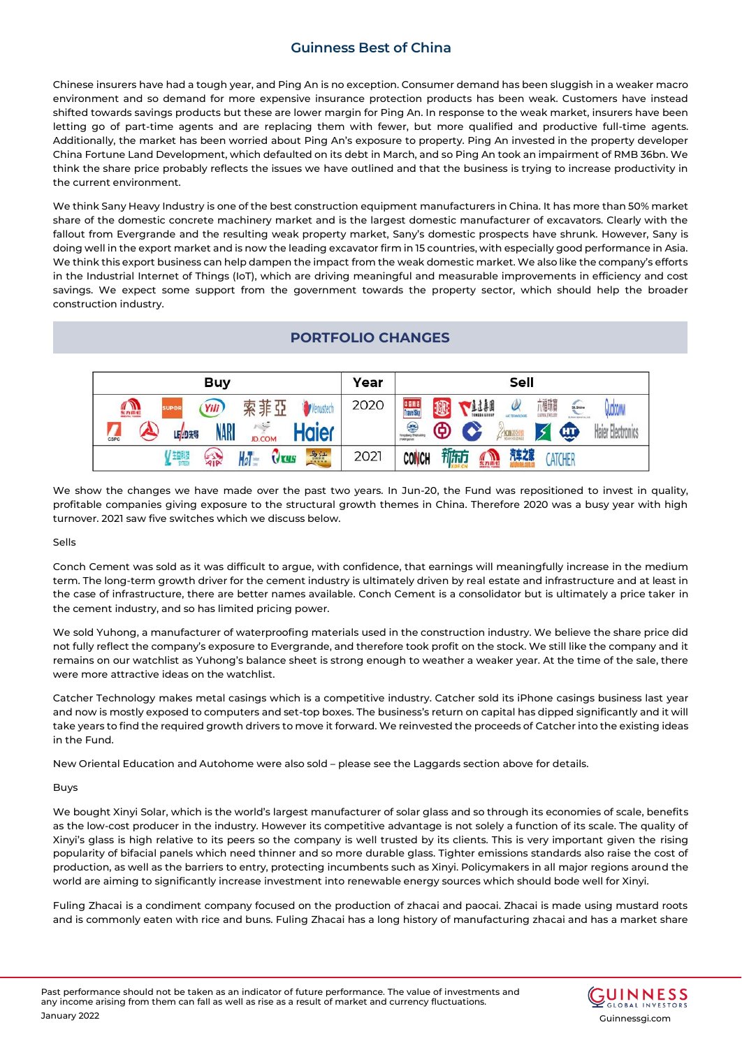## Guinness Best of China

Chinese insurers have had a tough year, and Ping An is no exception. Consumer demand has been sluggish in a weaker macro environment and so demand for more expensive insurance protection products has been weak. Customers have instead shifted towards savings products but these are lower margin for Ping An. In response to the weak market, insurers have been letting go of part-time agents and are replacing them with fewer, but more qualified and productive full-time agents. Additionally, the market has been worried about Ping An's exposure to property. Ping An invested in the property developer China Fortune Land Development, which defaulted on its debt in March, and so Ping An took an impairment of RMB 36bn. We think the share price probably reflects the issues we have outlined and that the business is trying to increase productivity in the current environment.

We think Sany Heavy Industry is one of the best construction equipment manufacturers in China. It has more than 50% market share of the domestic concrete machinery market and is the largest domestic manufacturer of excavators. Clearly with the fallout from Evergrande and the resulting weak property market, Sany's domestic prospects have shrunk. However, Sany is doing well in the export market and is now the leading excavator firm in 15 countries, with especially good performance in Asia. We think this export business can help dampen the impact from the weak domestic market. We also like the company's efforts in the Industrial Internet of Things (IoT), which are driving meaningful and measurable improvements in efficiency and cost savings. We expect some support from the government towards the property sector, which should help the broader construction industry.

## PORTFOLIO CHANGES

| Buy | Year | Sell |
|---|---|---|
| 东方雨虹, SUPOR, Yili, 索菲亚, Venustech, CSPC, (logo), 乐歌, NARI, JD.COM, Haier | 2020 | TravelSky, (logo), 通威集团, LAC Technology, 六福珠宝, (logo), Qudian, (logo), (logo), (logo), (logo), (logo), (logo), Haier Electronics |
| 生益科技, AIA, HKEX, (logo), 贵州茅台 | 2021 | CONCH, 新东方, 东方雨虹, 汽车之家, CATCHER |

We show the changes we have made over the past two years. In Jun-20, the Fund was repositioned to invest in quality, profitable companies giving exposure to the structural growth themes in China. Therefore 2020 was a busy year with high turnover. 2021 saw five switches which we discuss below.

Sells

Conch Cement was sold as it was difficult to argue, with confidence, that earnings will meaningfully increase in the medium term. The long-term growth driver for the cement industry is ultimately driven by real estate and infrastructure and at least in the case of infrastructure, there are better names available. Conch Cement is a consolidator but is ultimately a price taker in the cement industry, and so has limited pricing power.

We sold Yuhong, a manufacturer of waterproofing materials used in the construction industry. We believe the share price did not fully reflect the company's exposure to Evergrande, and therefore took profit on the stock. We still like the company and it remains on our watchlist as Yuhong's balance sheet is strong enough to weather a weaker year. At the time of the sale, there were more attractive ideas on the watchlist.

Catcher Technology makes metal casings which is a competitive industry. Catcher sold its iPhone casings business last year and now is mostly exposed to computers and set-top boxes. The business's return on capital has dipped significantly and it will take years to find the required growth drivers to move it forward. We reinvested the proceeds of Catcher into the existing ideas in the Fund.

New Oriental Education and Autohome were also sold – please see the Laggards section above for details.

Buys

We bought Xinyi Solar, which is the world's largest manufacturer of solar glass and so through its economies of scale, benefits as the low-cost producer in the industry. However its competitive advantage is not solely a function of its scale. The quality of Xinyi's glass is high relative to its peers so the company is well trusted by its clients. This is very important given the rising popularity of bifacial panels which need thinner and so more durable glass. Tighter emissions standards also raise the cost of production, as well as the barriers to entry, protecting incumbents such as Xinyi. Policymakers in all major regions around the world are aiming to significantly increase investment into renewable energy sources which should bode well for Xinyi.

Fuling Zhacai is a condiment company focused on the production of zhacai and paocai. Zhacai is made using mustard roots and is commonly eaten with rice and buns. Fuling Zhacai has a long history of manufacturing zhacai and has a market share

Past performance should not be taken as an indicator of future performance. The value of investments and any income arising from them can fall as well as rise as a result of market and currency fluctuations.
January 2022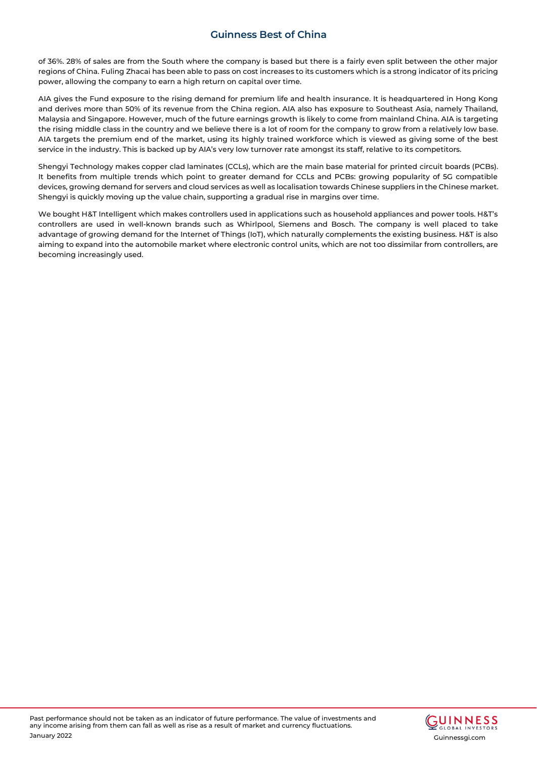of 36%. 28% of sales are from the South where the company is based but there is a fairly even split between the other major regions of China. Fuling Zhacai has been able to pass on cost increases to its customers which is a strong indicator of its pricing power, allowing the company to earn a high return on capital over time.

AIA gives the Fund exposure to the rising demand for premium life and health insurance. It is headquartered in Hong Kong and derives more than 50% of its revenue from the China region. AIA also has exposure to Southeast Asia, namely Thailand, Malaysia and Singapore. However, much of the future earnings growth is likely to come from mainland China. AIA is targeting the rising middle class in the country and we believe there is a lot of room for the company to grow from a relatively low base. AIA targets the premium end of the market, using its highly trained workforce which is viewed as giving some of the best service in the industry. This is backed up by AIA's very low turnover rate amongst its staff, relative to its competitors.

Shengyi Technology makes copper clad laminates (CCLs), which are the main base material for printed circuit boards (PCBs). It benefits from multiple trends which point to greater demand for CCLs and PCBs: growing popularity of 5G compatible devices, growing demand for servers and cloud services as well as localisation towards Chinese suppliers in the Chinese market. Shengyi is quickly moving up the value chain, supporting a gradual rise in margins over time.

We bought H&T Intelligent which makes controllers used in applications such as household appliances and power tools. H&T's controllers are used in well-known brands such as Whirlpool, Siemens and Bosch. The company is well placed to take advantage of growing demand for the Internet of Things (IoT), which naturally complements the existing business. H&T is also aiming to expand into the automobile market where electronic control units, which are not too dissimilar from controllers, are becoming increasingly used.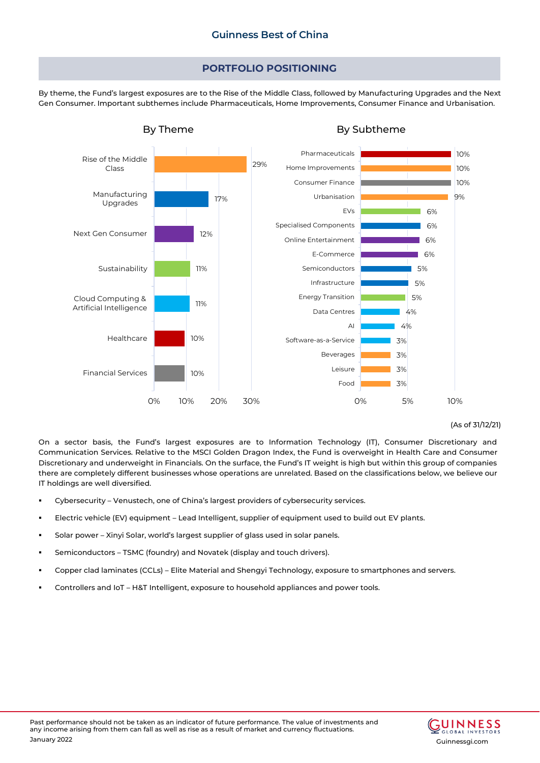## PORTFOLIO POSITIONING

By theme, the Fund's largest exposures are to the Rise of the Middle Class, followed by Manufacturing Upgrades and the Next Gen Consumer. Important subthemes include Pharmaceuticals, Home Improvements, Consumer Finance and Urbanisation.

**By Theme**

| Theme | Weight |
|---|---|
| Rise of the Middle Class | 29% |
| Manufacturing Upgrades | 17% |
| Next Gen Consumer | 12% |
| Sustainability | 11% |
| Cloud Computing & Artificial Intelligence | 11% |
| Healthcare | 10% |
| Financial Services | 10% |

**By Subtheme**

| Subtheme | Weight |
|---|---|
| Pharmaceuticals | 10% |
| Home Improvements | 10% |
| Consumer Finance | 10% |
| Urbanisation | 9% |
| EVs | 6% |
| Specialised Components | 6% |
| Online Entertainment | 6% |
| E-Commerce | 6% |
| Semiconductors | 5% |
| Infrastructure | 5% |
| Energy Transition | 5% |
| Data Centres | 4% |
| AI | 4% |
| Software-as-a-Service | 3% |
| Beverages | 3% |
| Leisure | 3% |
| Food | 3% |

(As of 31/12/21)

On a sector basis, the Fund's largest exposures are to Information Technology (IT), Consumer Discretionary and Communication Services. Relative to the MSCI Golden Dragon Index, the Fund is overweight in Health Care and Consumer Discretionary and underweight in Financials. On the surface, the Fund's IT weight is high but within this group of companies there are completely different businesses whose operations are unrelated. Based on the classifications below, we believe our IT holdings are well diversified.

- Cybersecurity – Venustech, one of China's largest providers of cybersecurity services.
- Electric vehicle (EV) equipment – Lead Intelligent, supplier of equipment used to build out EV plants.
- Solar power – Xinyi Solar, world's largest supplier of glass used in solar panels.
- Semiconductors – TSMC (foundry) and Novatek (display and touch drivers).
- Copper clad laminates (CCLs) – Elite Material and Shengyi Technology, exposure to smartphones and servers.
- Controllers and IoT – H&T Intelligent, exposure to household appliances and power tools.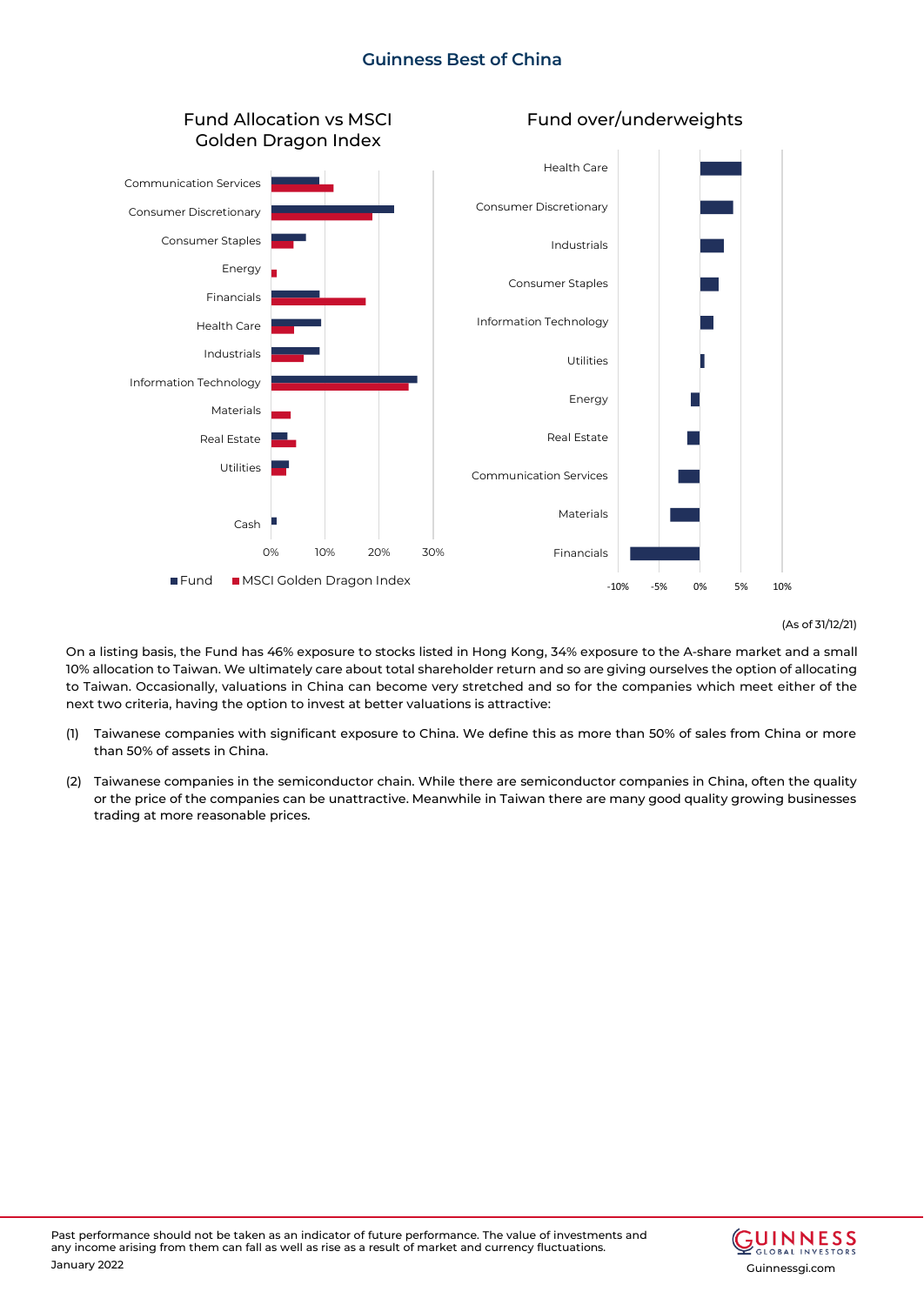## Guinness Best of China

### Fund Allocation vs MSCI Golden Dragon Index

### Fund over/underweights

(As of 31/12/21)

On a listing basis, the Fund has 46% exposure to stocks listed in Hong Kong, 34% exposure to the A-share market and a small 10% allocation to Taiwan. We ultimately care about total shareholder return and so are giving ourselves the option of allocating to Taiwan. Occasionally, valuations in China can become very stretched and so for the companies which meet either of the next two criteria, having the option to invest at better valuations is attractive:

(1) Taiwanese companies with significant exposure to China. We define this as more than 50% of sales from China or more than 50% of assets in China.

(2) Taiwanese companies in the semiconductor chain. While there are semiconductor companies in China, often the quality or the price of the companies can be unattractive. Meanwhile in Taiwan there are many good quality growing businesses trading at more reasonable prices.

Past performance should not be taken as an indicator of future performance. The value of investments and any income arising from them can fall as well as rise as a result of market and currency fluctuations.

January 2022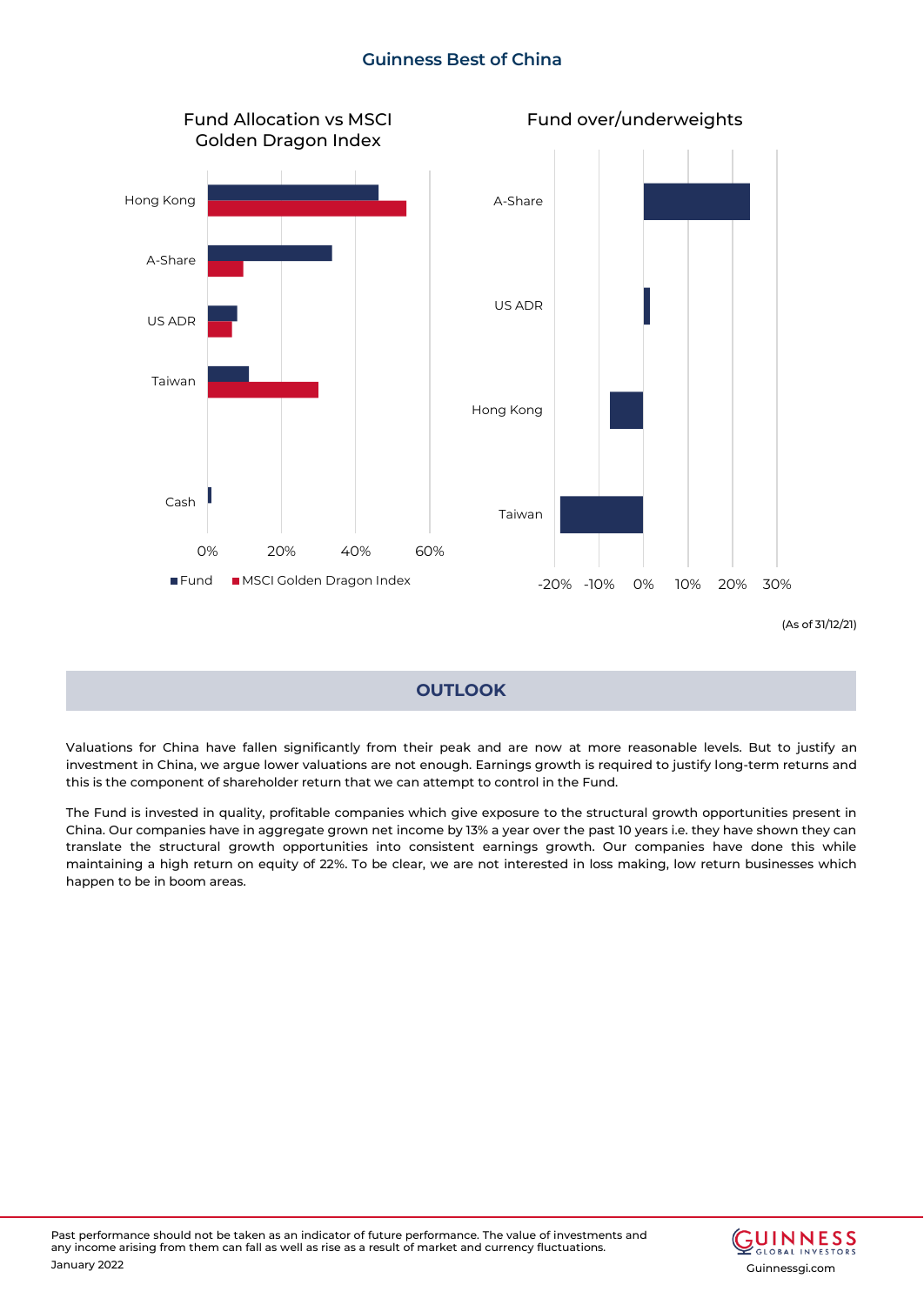## Guinness Best of China

### Fund Allocation vs MSCI Golden Dragon Index

- Hong Kong
- A-Share
- US ADR
- Taiwan
- Cash

0% 20% 40% 60%

■ Fund ■ MSCI Golden Dragon Index

### Fund over/underweights

- A-Share
- US ADR
- Hong Kong
- Taiwan

-20% -10% 0% 10% 20% 30%

(As of 31/12/21)

## OUTLOOK

Valuations for China have fallen significantly from their peak and are now at more reasonable levels. But to justify an investment in China, we argue lower valuations are not enough. Earnings growth is required to justify long-term returns and this is the component of shareholder return that we can attempt to control in the Fund.

The Fund is invested in quality, profitable companies which give exposure to the structural growth opportunities present in China. Our companies have in aggregate grown net income by 13% a year over the past 10 years i.e. they have shown they can translate the structural growth opportunities into consistent earnings growth. Our companies have done this while maintaining a high return on equity of 22%. To be clear, we are not interested in loss making, low return businesses which happen to be in boom areas.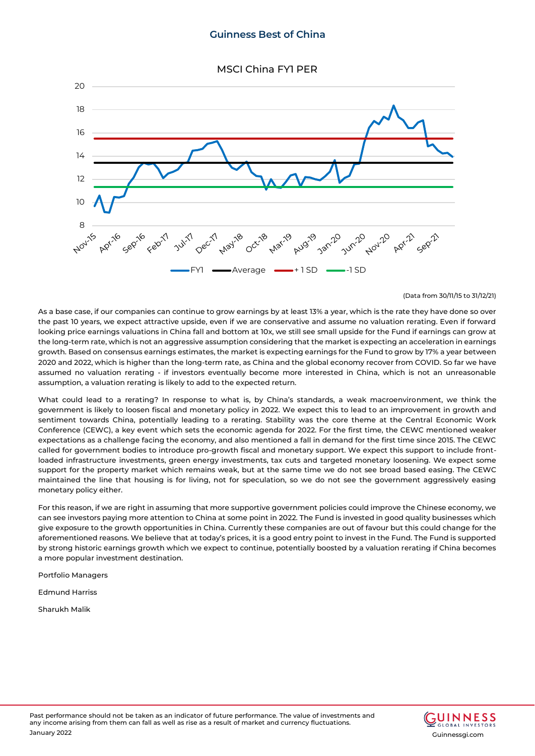MSCI China FY1 PER

(Data from 30/11/15 to 31/12/21)

As a base case, if our companies can continue to grow earnings by at least 13% a year, which is the rate they have done so over the past 10 years, we expect attractive upside, even if we are conservative and assume no valuation rerating. Even if forward looking price earnings valuations in China fall and bottom at 10x, we still see small upside for the Fund if earnings can grow at the long-term rate, which is not an aggressive assumption considering that the market is expecting an acceleration in earnings growth. Based on consensus earnings estimates, the market is expecting earnings for the Fund to grow by 17% a year between 2020 and 2022, which is higher than the long-term rate, as China and the global economy recover from COVID. So far we have assumed no valuation rerating - if investors eventually become more interested in China, which is not an unreasonable assumption, a valuation rerating is likely to add to the expected return.

What could lead to a rerating? In response to what is, by China's standards, a weak macroenvironment, we think the government is likely to loosen fiscal and monetary policy in 2022. We expect this to lead to an improvement in growth and sentiment towards China, potentially leading to a rerating. Stability was the core theme at the Central Economic Work Conference (CEWC), a key event which sets the economic agenda for 2022. For the first time, the CEWC mentioned weaker expectations as a challenge facing the economy, and also mentioned a fall in demand for the first time since 2015. The CEWC called for government bodies to introduce pro-growth fiscal and monetary support. We expect this support to include front-loaded infrastructure investments, green energy investments, tax cuts and targeted monetary loosening. We expect some support for the property market which remains weak, but at the same time we do not see broad based easing. The CEWC maintained the line that housing is for living, not for speculation, so we do not see the government aggressively easing monetary policy either.

For this reason, if we are right in assuming that more supportive government policies could improve the Chinese economy, we can see investors paying more attention to China at some point in 2022. The Fund is invested in good quality businesses which give exposure to the growth opportunities in China. Currently these companies are out of favour but this could change for the aforementioned reasons. We believe that at today's prices, it is a good entry point to invest in the Fund. The Fund is supported by strong historic earnings growth which we expect to continue, potentially boosted by a valuation rerating if China becomes a more popular investment destination.

Portfolio Managers

Edmund Harriss

Sharukh Malik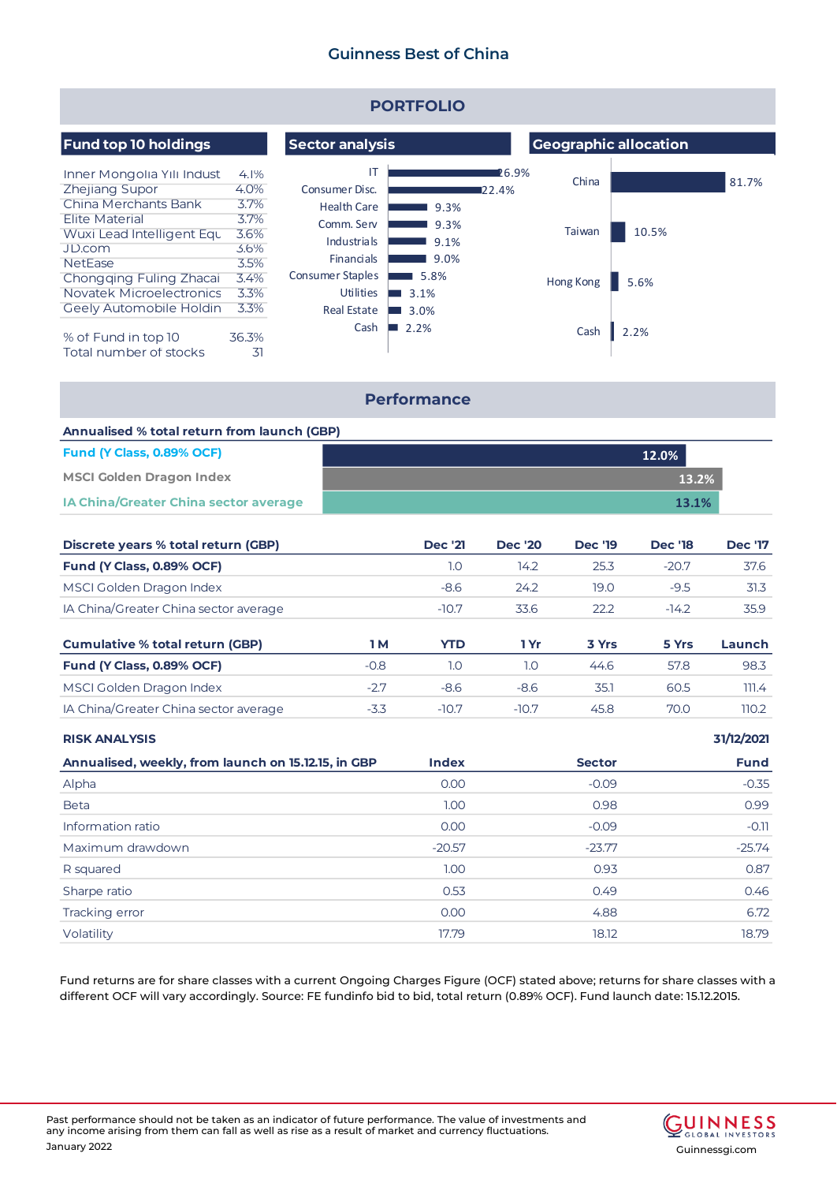# Guinness Best of China

## PORTFOLIO

### Fund top 10 holdings

| | |
|---|---|
| Inner Mongolia Yili Indust | 4.1% |
| Zhejiang Supor | 4.0% |
| China Merchants Bank | 3.7% |
| Elite Material | 3.7% |
| Wuxi Lead Intelligent Equ | 3.6% |
| JD.com | 3.6% |
| NetEase | 3.5% |
| Chongqing Fuling Zhacai | 3.4% |
| Novatek Microelectronics | 3.3% |
| Geely Automobile Holdin | 3.3% |
| % of Fund in top 10 | 36.3% |
| Total number of stocks | 31 |

### Sector analysis

| Sector | % |
|---|---|
| IT | 26.9% |
| Consumer Disc. | 22.4% |
| Health Care | 9.3% |
| Comm. Serv | 9.3% |
| Industrials | 9.1% |
| Financials | 9.0% |
| Consumer Staples | 5.8% |
| Utilities | 3.1% |
| Real Estate | 3.0% |
| Cash | 2.2% |

### Geographic allocation

| Region | % |
|---|---|
| China | 81.7% |
| Taiwan | 10.5% |
| Hong Kong | 5.6% |
| Cash | 2.2% |

## Performance

**Annualised % total return from launch (GBP)**

| | |
|---|---|
| **Fund (Y Class, 0.89% OCF)** | 12.0% |
| **MSCI Golden Dragon Index** | 13.2% |
| **IA China/Greater China sector average** | 13.1% |

| **Discrete years % total return (GBP)** | **Dec '21** | **Dec '20** | **Dec '19** | **Dec '18** | **Dec '17** |
|---|---|---|---|---|---|
| **Fund (Y Class, 0.89% OCF)** | 1.0 | 14.2 | 25.3 | -20.7 | 37.6 |
| MSCI Golden Dragon Index | -8.6 | 24.2 | 19.0 | -9.5 | 31.3 |
| IA China/Greater China sector average | -10.7 | 33.6 | 22.2 | -14.2 | 35.9 |

| **Cumulative % total return (GBP)** | **1 M** | **YTD** | **1 Yr** | **3 Yrs** | **5 Yrs** | **Launch** |
|---|---|---|---|---|---|---|
| **Fund (Y Class, 0.89% OCF)** | -0.8 | 1.0 | 1.0 | 44.6 | 57.8 | 98.3 |
| MSCI Golden Dragon Index | -2.7 | -8.6 | -8.6 | 35.1 | 60.5 | 111.4 |
| IA China/Greater China sector average | -3.3 | -10.7 | -10.7 | 45.8 | 70.0 | 110.2 |

**RISK ANALYSIS** **31/12/2021**

| **Annualised, weekly, from launch on 15.12.15, in GBP** | **Index** | **Sector** | **Fund** |
|---|---|---|---|
| Alpha | 0.00 | -0.09 | -0.35 |
| Beta | 1.00 | 0.98 | 0.99 |
| Information ratio | 0.00 | -0.09 | -0.11 |
| Maximum drawdown | -20.57 | -23.77 | -25.74 |
| R squared | 1.00 | 0.93 | 0.87 |
| Sharpe ratio | 0.53 | 0.49 | 0.46 |
| Tracking error | 0.00 | 4.88 | 6.72 |
| Volatility | 17.79 | 18.12 | 18.79 |

Fund returns are for share classes with a current Ongoing Charges Figure (OCF) stated above; returns for share classes with a different OCF will vary accordingly. Source: FE fundinfo bid to bid, total return (0.89% OCF). Fund launch date: 15.12.2015.

Past performance should not be taken as an indicator of future performance. The value of investments and any income arising from them can fall as well as rise as a result of market and currency fluctuations.
January 2022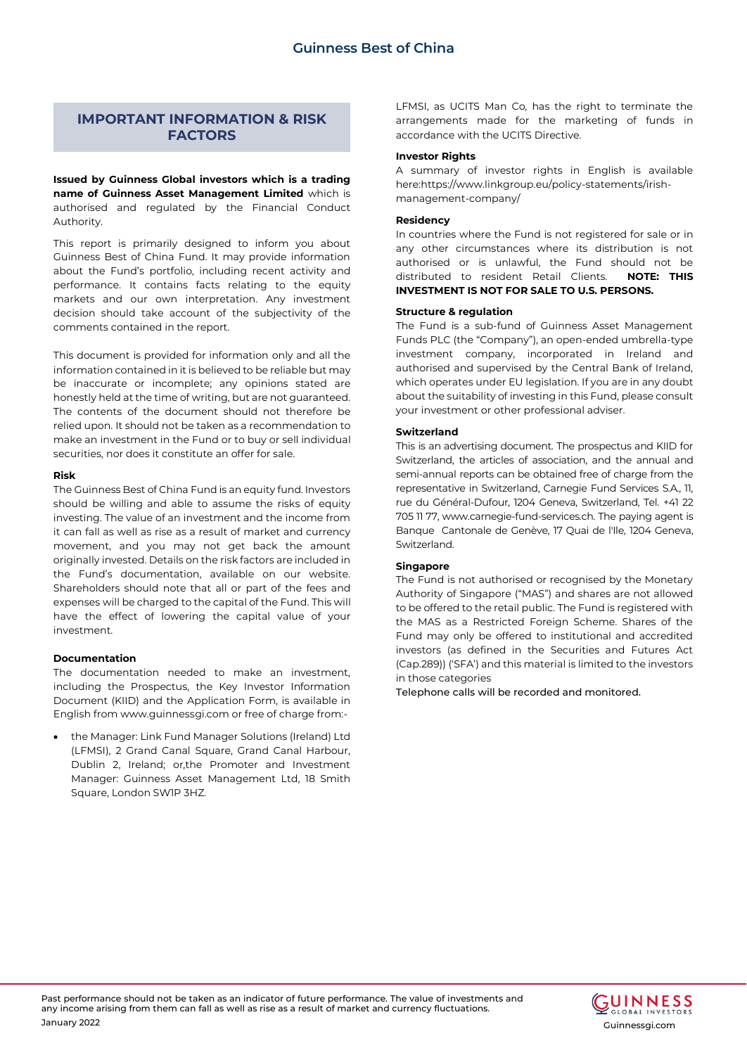## IMPORTANT INFORMATION & RISK FACTORS

**Issued by Guinness Global investors which is a trading name of Guinness Asset Management Limited** which is authorised and regulated by the Financial Conduct Authority.

This report is primarily designed to inform you about Guinness Best of China Fund. It may provide information about the Fund's portfolio, including recent activity and performance. It contains facts relating to the equity markets and our own interpretation. Any investment decision should take account of the subjectivity of the comments contained in the report.

This document is provided for information only and all the information contained in it is believed to be reliable but may be inaccurate or incomplete; any opinions stated are honestly held at the time of writing, but are not guaranteed. The contents of the document should not therefore be relied upon. It should not be taken as a recommendation to make an investment in the Fund or to buy or sell individual securities, nor does it constitute an offer for sale.

### Risk

The Guinness Best of China Fund is an equity fund. Investors should be willing and able to assume the risks of equity investing. The value of an investment and the income from it can fall as well as rise as a result of market and currency movement, and you may not get back the amount originally invested. Details on the risk factors are included in the Fund's documentation, available on our website. Shareholders should note that all or part of the fees and expenses will be charged to the capital of the Fund. This will have the effect of lowering the capital value of your investment.

### Documentation

The documentation needed to make an investment, including the Prospectus, the Key Investor Information Document (KIID) and the Application Form, is available in English from www.guinnessgi.com or free of charge from:-

- the Manager: Link Fund Manager Solutions (Ireland) Ltd (LFMSI), 2 Grand Canal Square, Grand Canal Harbour, Dublin 2, Ireland; or,the Promoter and Investment Manager: Guinness Asset Management Ltd, 18 Smith Square, London SW1P 3HZ.

LFMSI, as UCITS Man Co, has the right to terminate the arrangements made for the marketing of funds in accordance with the UCITS Directive.

### Investor Rights

A summary of investor rights in English is available here:https://www.linkgroup.eu/policy-statements/irish-management-company/

### Residency

In countries where the Fund is not registered for sale or in any other circumstances where its distribution is not authorised or is unlawful, the Fund should not be distributed to resident Retail Clients. **NOTE: THIS INVESTMENT IS NOT FOR SALE TO U.S. PERSONS.**

### Structure & regulation

The Fund is a sub-fund of Guinness Asset Management Funds PLC (the "Company"), an open-ended umbrella-type investment company, incorporated in Ireland and authorised and supervised by the Central Bank of Ireland, which operates under EU legislation. If you are in any doubt about the suitability of investing in this Fund, please consult your investment or other professional adviser.

### Switzerland

This is an advertising document. The prospectus and KIID for Switzerland, the articles of association, and the annual and semi-annual reports can be obtained free of charge from the representative in Switzerland, Carnegie Fund Services S.A., 11, rue du Général-Dufour, 1204 Geneva, Switzerland, Tel. +41 22 705 11 77, www.carnegie-fund-services.ch. The paying agent is Banque Cantonale de Genève, 17 Quai de l'Ile, 1204 Geneva, Switzerland.

### Singapore

The Fund is not authorised or recognised by the Monetary Authority of Singapore ("MAS") and shares are not allowed to be offered to the retail public. The Fund is registered with the MAS as a Restricted Foreign Scheme. Shares of the Fund may only be offered to institutional and accredited investors (as defined in the Securities and Futures Act (Cap.289)) ('SFA') and this material is limited to the investors in those categories

Telephone calls will be recorded and monitored.